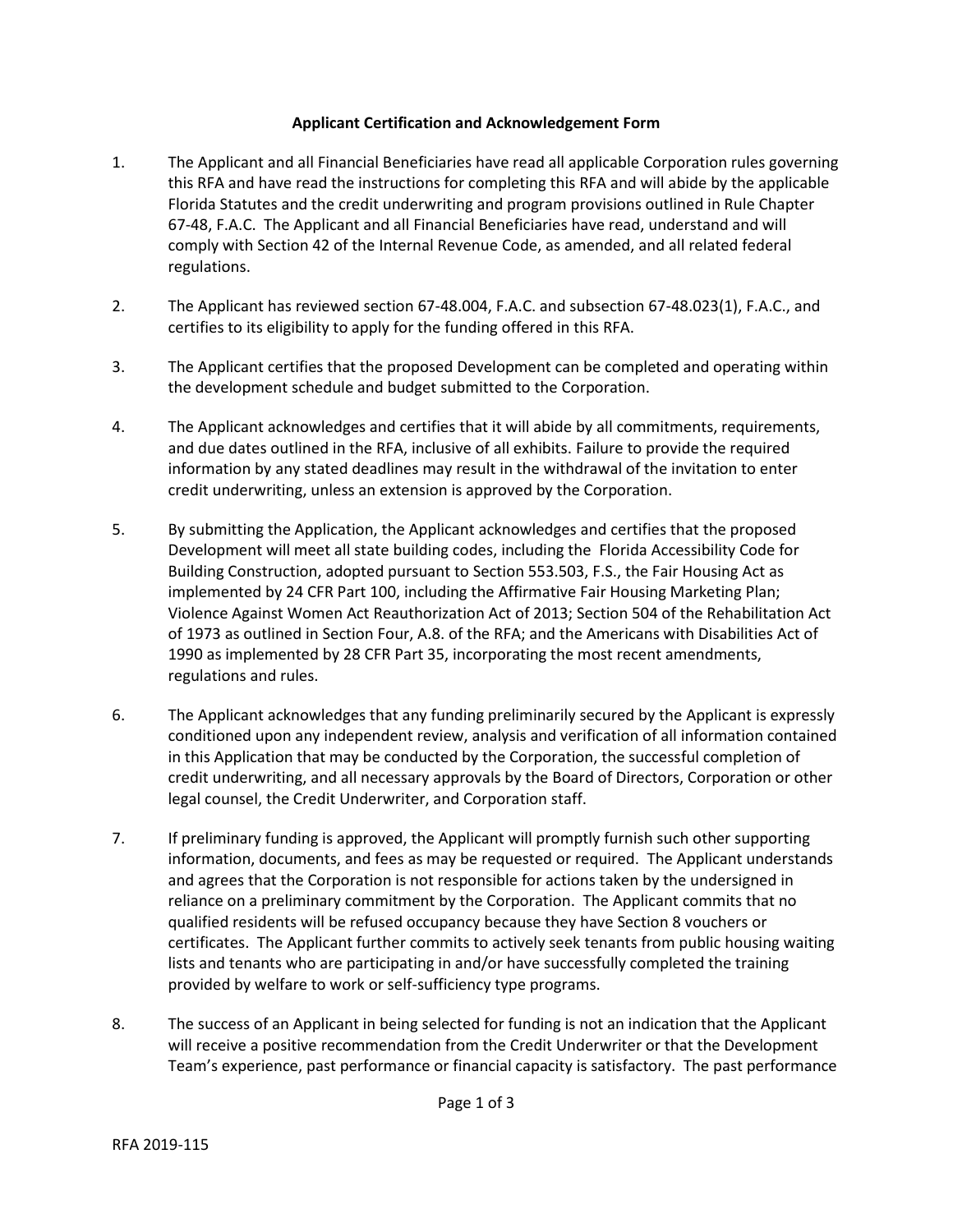**Applicant Certification and Acknowledgement Form**

1. The Applicant and all Financial Beneficiaries have read all applicable Corporation rules governing this RFA and have read the instructions for completing this RFA and will abide by the applicable Florida Statutes and the credit underwriting and program provisions outlined in Rule Chapter 67-48, F.A.C. The Applicant and all Financial Beneficiaries have read, understand and will comply with Section 42 of the Internal Revenue Code, as amended, and all related federal regulations.

2. The Applicant has reviewed section 67-48.004, F.A.C. and subsection 67-48.023(1), F.A.C., and certifies to its eligibility to apply for the funding offered in this RFA.

3. The Applicant certifies that the proposed Development can be completed and operating within the development schedule and budget submitted to the Corporation.

4. The Applicant acknowledges and certifies that it will abide by all commitments, requirements, and due dates outlined in the RFA, inclusive of all exhibits. Failure to provide the required information by any stated deadlines may result in the withdrawal of the invitation to enter credit underwriting, unless an extension is approved by the Corporation.

5. By submitting the Application, the Applicant acknowledges and certifies that the proposed Development will meet all state building codes, including the Florida Accessibility Code for Building Construction, adopted pursuant to Section 553.503, F.S., the Fair Housing Act as implemented by 24 CFR Part 100, including the Affirmative Fair Housing Marketing Plan; Violence Against Women Act Reauthorization Act of 2013; Section 504 of the Rehabilitation Act of 1973 as outlined in Section Four, A.8. of the RFA; and the Americans with Disabilities Act of 1990 as implemented by 28 CFR Part 35, incorporating the most recent amendments, regulations and rules.

6. The Applicant acknowledges that any funding preliminarily secured by the Applicant is expressly conditioned upon any independent review, analysis and verification of all information contained in this Application that may be conducted by the Corporation, the successful completion of credit underwriting, and all necessary approvals by the Board of Directors, Corporation or other legal counsel, the Credit Underwriter, and Corporation staff.

7. If preliminary funding is approved, the Applicant will promptly furnish such other supporting information, documents, and fees as may be requested or required. The Applicant understands and agrees that the Corporation is not responsible for actions taken by the undersigned in reliance on a preliminary commitment by the Corporation. The Applicant commits that no qualified residents will be refused occupancy because they have Section 8 vouchers or certificates. The Applicant further commits to actively seek tenants from public housing waiting lists and tenants who are participating in and/or have successfully completed the training provided by welfare to work or self-sufficiency type programs.

8. The success of an Applicant in being selected for funding is not an indication that the Applicant will receive a positive recommendation from the Credit Underwriter or that the Development Team's experience, past performance or financial capacity is satisfactory. The past performance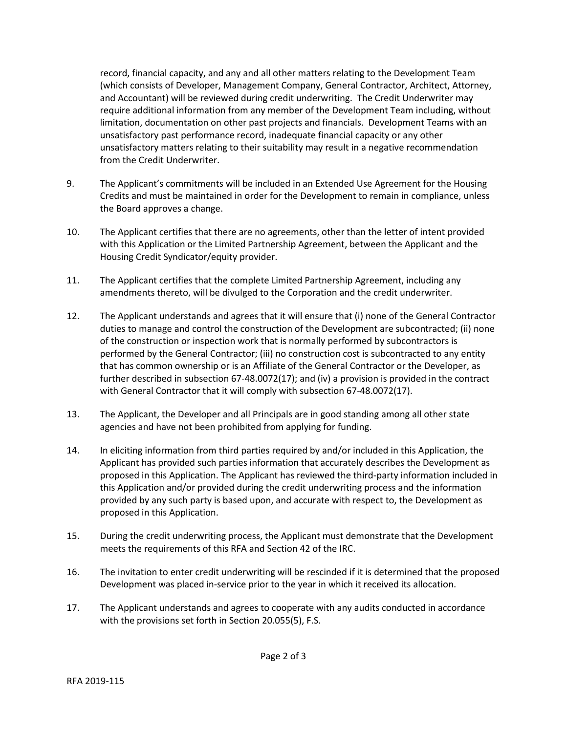record, financial capacity, and any and all other matters relating to the Development Team (which consists of Developer, Management Company, General Contractor, Architect, Attorney, and Accountant) will be reviewed during credit underwriting. The Credit Underwriter may require additional information from any member of the Development Team including, without limitation, documentation on other past projects and financials. Development Teams with an unsatisfactory past performance record, inadequate financial capacity or any other unsatisfactory matters relating to their suitability may result in a negative recommendation from the Credit Underwriter.

9. The Applicant's commitments will be included in an Extended Use Agreement for the Housing Credits and must be maintained in order for the Development to remain in compliance, unless the Board approves a change.

10. The Applicant certifies that there are no agreements, other than the letter of intent provided with this Application or the Limited Partnership Agreement, between the Applicant and the Housing Credit Syndicator/equity provider.

11. The Applicant certifies that the complete Limited Partnership Agreement, including any amendments thereto, will be divulged to the Corporation and the credit underwriter.

12. The Applicant understands and agrees that it will ensure that (i) none of the General Contractor duties to manage and control the construction of the Development are subcontracted; (ii) none of the construction or inspection work that is normally performed by subcontractors is performed by the General Contractor; (iii) no construction cost is subcontracted to any entity that has common ownership or is an Affiliate of the General Contractor or the Developer, as further described in subsection 67-48.0072(17); and (iv) a provision is provided in the contract with General Contractor that it will comply with subsection 67-48.0072(17).

13. The Applicant, the Developer and all Principals are in good standing among all other state agencies and have not been prohibited from applying for funding.

14. In eliciting information from third parties required by and/or included in this Application, the Applicant has provided such parties information that accurately describes the Development as proposed in this Application. The Applicant has reviewed the third-party information included in this Application and/or provided during the credit underwriting process and the information provided by any such party is based upon, and accurate with respect to, the Development as proposed in this Application.

15. During the credit underwriting process, the Applicant must demonstrate that the Development meets the requirements of this RFA and Section 42 of the IRC.

16. The invitation to enter credit underwriting will be rescinded if it is determined that the proposed Development was placed in-service prior to the year in which it received its allocation.

17. The Applicant understands and agrees to cooperate with any audits conducted in accordance with the provisions set forth in Section 20.055(5), F.S.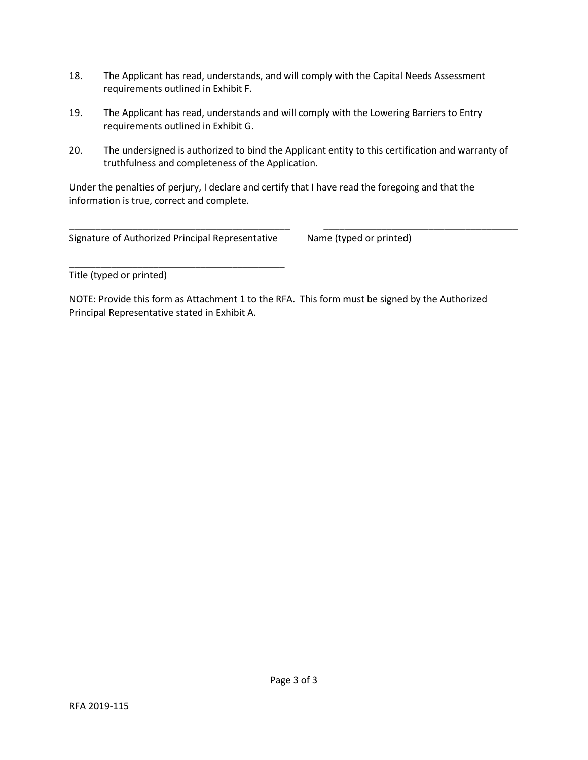18. The Applicant has read, understands, and will comply with the Capital Needs Assessment requirements outlined in Exhibit F.

19. The Applicant has read, understands and will comply with the Lowering Barriers to Entry requirements outlined in Exhibit G.

20. The undersigned is authorized to bind the Applicant entity to this certification and warranty of truthfulness and completeness of the Application.

Under the penalties of perjury, I declare and certify that I have read the foregoing and that the information is true, correct and complete.

\_\_\_\_\_\_\_\_\_\_\_\_\_\_\_\_\_\_\_\_\_\_\_\_\_\_\_\_\_\_\_\_\_\_\_\_\_\_\_\_\_\_\_ &nbsp;&nbsp;&nbsp;&nbsp; \_\_\_\_\_\_\_\_\_\_\_\_\_\_\_\_\_\_\_\_\_\_\_\_\_\_\_\_\_\_\_\_\_\_\_\_\_\_

Signature of Authorized Principal Representative &nbsp;&nbsp;&nbsp;&nbsp; Name (typed or printed)

\_\_\_\_\_\_\_\_\_\_\_\_\_\_\_\_\_\_\_\_\_\_\_\_\_\_\_\_\_\_\_\_\_\_\_\_\_\_\_\_\_\_

Title (typed or printed)

NOTE: Provide this form as Attachment 1 to the RFA. This form must be signed by the Authorized Principal Representative stated in Exhibit A.

RFA 2019-115